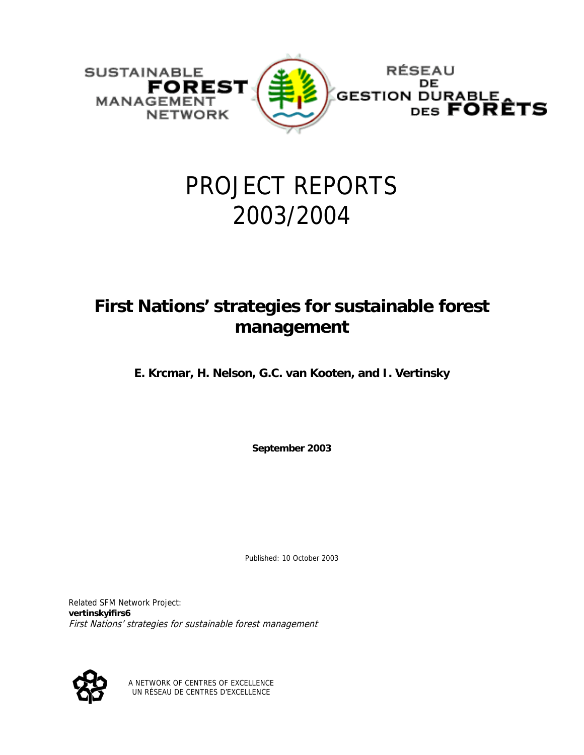SUSTAINABLE FOREST MANAGEMENT NETWORK

RÉSEAU DE GESTION DURABLE DES FORÊTS

# PROJECT REPORTS 2003/2004

## First Nations' strategies for sustainable forest management

**E. Krcmar, H. Nelson, G.C. van Kooten, and I. Vertinsky**

**September 2003**

Published: 10 October 2003

Related SFM Network Project:
**vertinskyifirs6**
*First Nations' strategies for sustainable forest management*

A NETWORK OF CENTRES OF EXCELLENCE
UN RÉSEAU DE CENTRES D'EXCELLENCE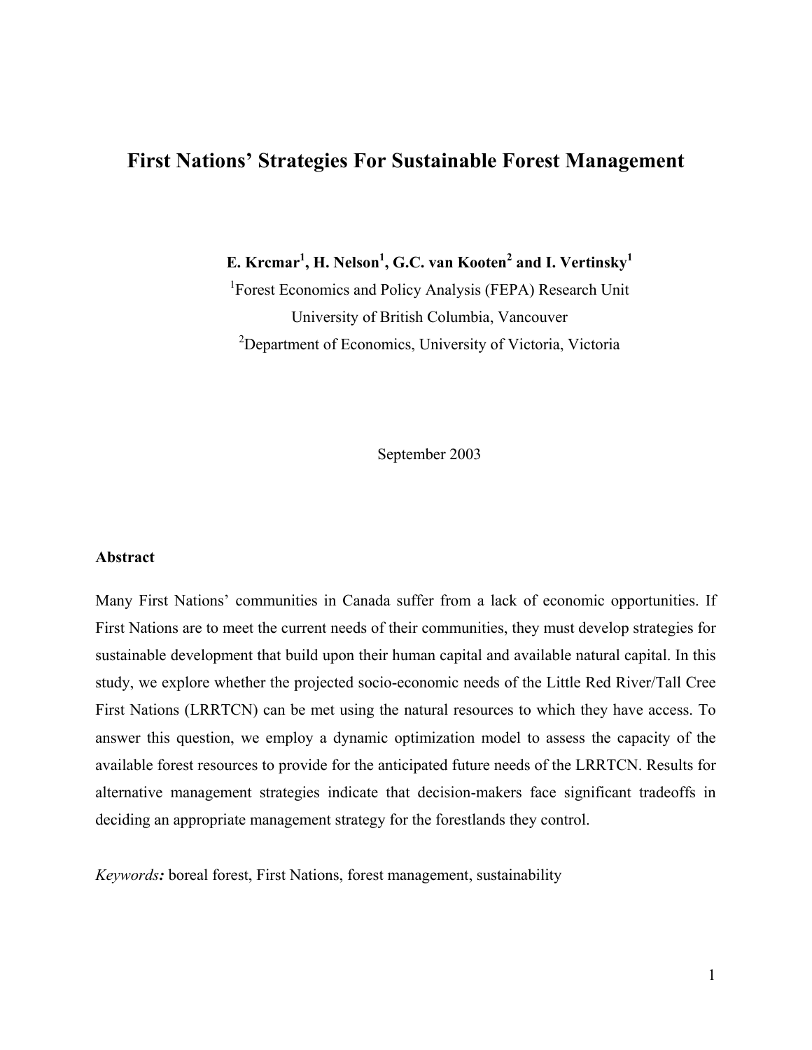# First Nations' Strategies For Sustainable Forest Management

**E. Krcmar[1], H. Nelson[1], G.C. van Kooten[2] and I. Vertinsky[1]**

[1]Forest Economics and Policy Analysis (FEPA) Research Unit
University of British Columbia, Vancouver
[2]Department of Economics, University of Victoria, Victoria

September 2003

**Abstract**

Many First Nations' communities in Canada suffer from a lack of economic opportunities. If First Nations are to meet the current needs of their communities, they must develop strategies for sustainable development that build upon their human capital and available natural capital. In this study, we explore whether the projected socio-economic needs of the Little Red River/Tall Cree First Nations (LRRTCN) can be met using the natural resources to which they have access. To answer this question, we employ a dynamic optimization model to assess the capacity of the available forest resources to provide for the anticipated future needs of the LRRTCN. Results for alternative management strategies indicate that decision-makers face significant tradeoffs in deciding an appropriate management strategy for the forestlands they control.

*Keywords:* boreal forest, First Nations, forest management, sustainability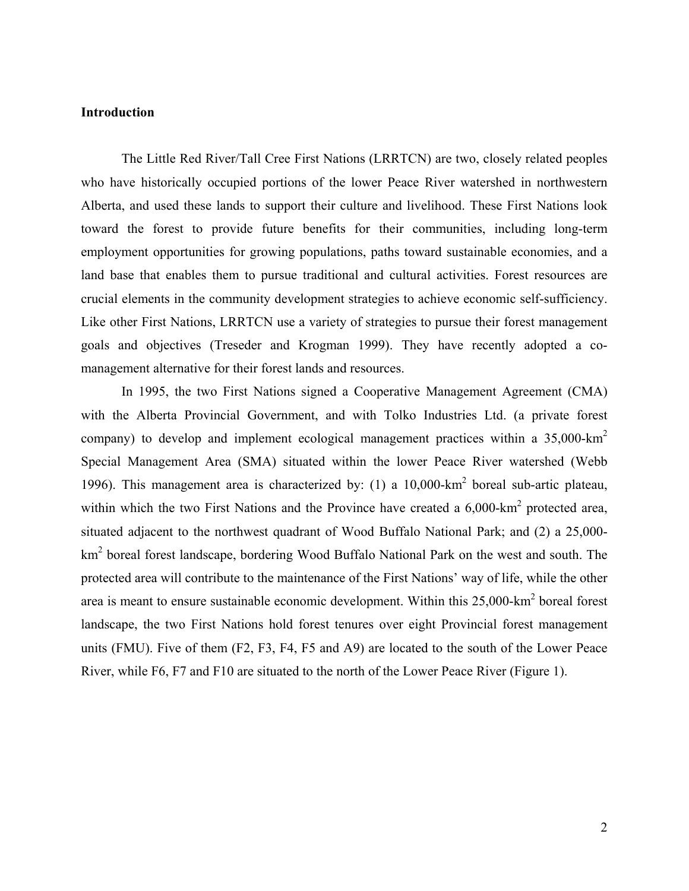## Introduction

The Little Red River/Tall Cree First Nations (LRRTCN) are two, closely related peoples who have historically occupied portions of the lower Peace River watershed in northwestern Alberta, and used these lands to support their culture and livelihood. These First Nations look toward the forest to provide future benefits for their communities, including long-term employment opportunities for growing populations, paths toward sustainable economies, and a land base that enables them to pursue traditional and cultural activities. Forest resources are crucial elements in the community development strategies to achieve economic self-sufficiency. Like other First Nations, LRRTCN use a variety of strategies to pursue their forest management goals and objectives (Treseder and Krogman 1999). They have recently adopted a co-management alternative for their forest lands and resources.

In 1995, the two First Nations signed a Cooperative Management Agreement (CMA) with the Alberta Provincial Government, and with Tolko Industries Ltd. (a private forest company) to develop and implement ecological management practices within a 35,000-km$^2$ Special Management Area (SMA) situated within the lower Peace River watershed (Webb 1996). This management area is characterized by: (1) a 10,000-km$^2$ boreal sub-artic plateau, within which the two First Nations and the Province have created a 6,000-km$^2$ protected area, situated adjacent to the northwest quadrant of Wood Buffalo National Park; and (2) a 25,000-km$^2$ boreal forest landscape, bordering Wood Buffalo National Park on the west and south. The protected area will contribute to the maintenance of the First Nations' way of life, while the other area is meant to ensure sustainable economic development. Within this 25,000-km$^2$ boreal forest landscape, the two First Nations hold forest tenures over eight Provincial forest management units (FMU). Five of them (F2, F3, F4, F5 and A9) are located to the south of the Lower Peace River, while F6, F7 and F10 are situated to the north of the Lower Peace River (Figure 1).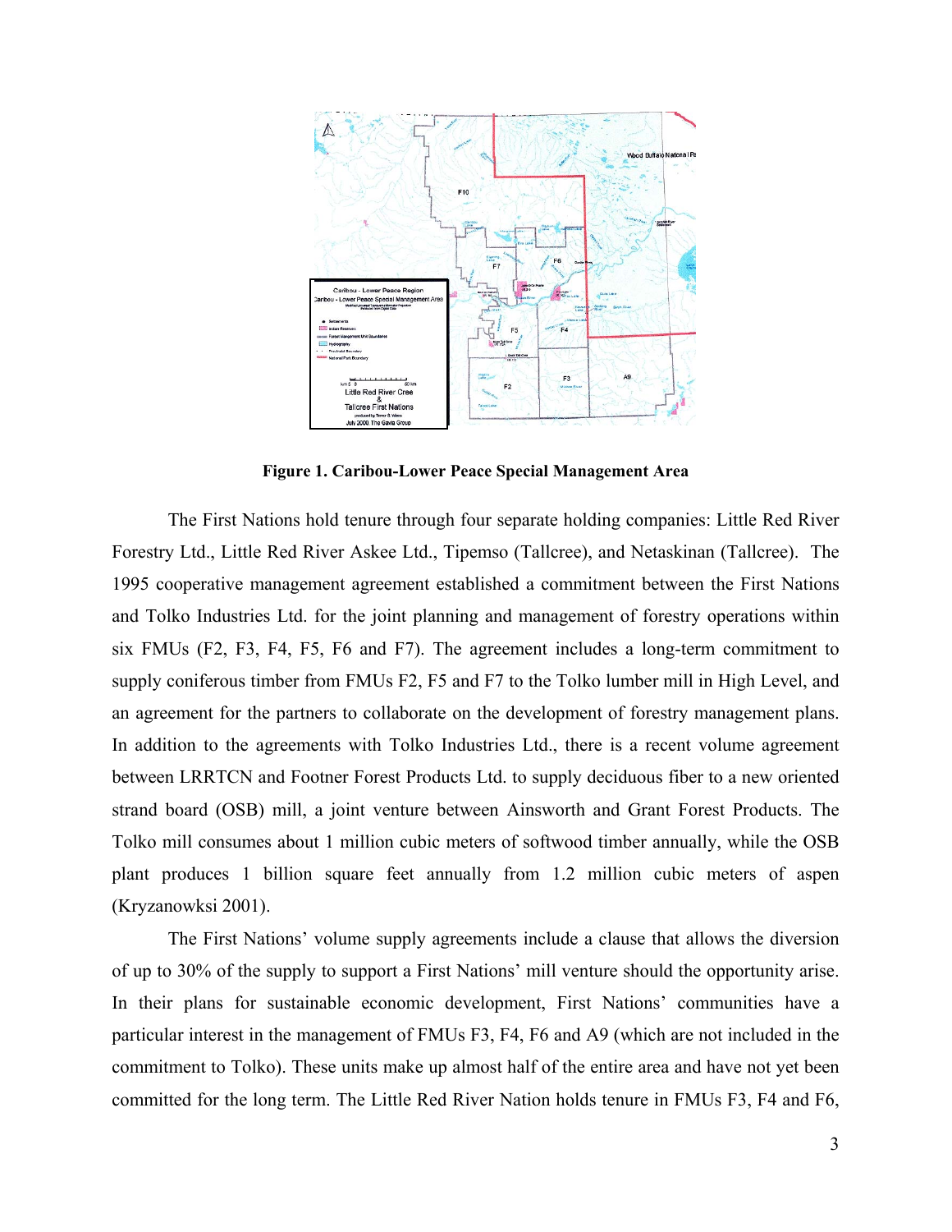**Figure 1. Caribou-Lower Peace Special Management Area**

The First Nations hold tenure through four separate holding companies: Little Red River Forestry Ltd., Little Red River Askee Ltd., Tipemso (Tallcree), and Netaskinan (Tallcree). The 1995 cooperative management agreement established a commitment between the First Nations and Tolko Industries Ltd. for the joint planning and management of forestry operations within six FMUs (F2, F3, F4, F5, F6 and F7). The agreement includes a long-term commitment to supply coniferous timber from FMUs F2, F5 and F7 to the Tolko lumber mill in High Level, and an agreement for the partners to collaborate on the development of forestry management plans. In addition to the agreements with Tolko Industries Ltd., there is a recent volume agreement between LRRTCN and Footner Forest Products Ltd. to supply deciduous fiber to a new oriented strand board (OSB) mill, a joint venture between Ainsworth and Grant Forest Products. The Tolko mill consumes about 1 million cubic meters of softwood timber annually, while the OSB plant produces 1 billion square feet annually from 1.2 million cubic meters of aspen (Kryzanowksi 2001).

The First Nations' volume supply agreements include a clause that allows the diversion of up to 30% of the supply to support a First Nations' mill venture should the opportunity arise. In their plans for sustainable economic development, First Nations' communities have a particular interest in the management of FMUs F3, F4, F6 and A9 (which are not included in the commitment to Tolko). These units make up almost half of the entire area and have not yet been committed for the long term. The Little Red River Nation holds tenure in FMUs F3, F4 and F6,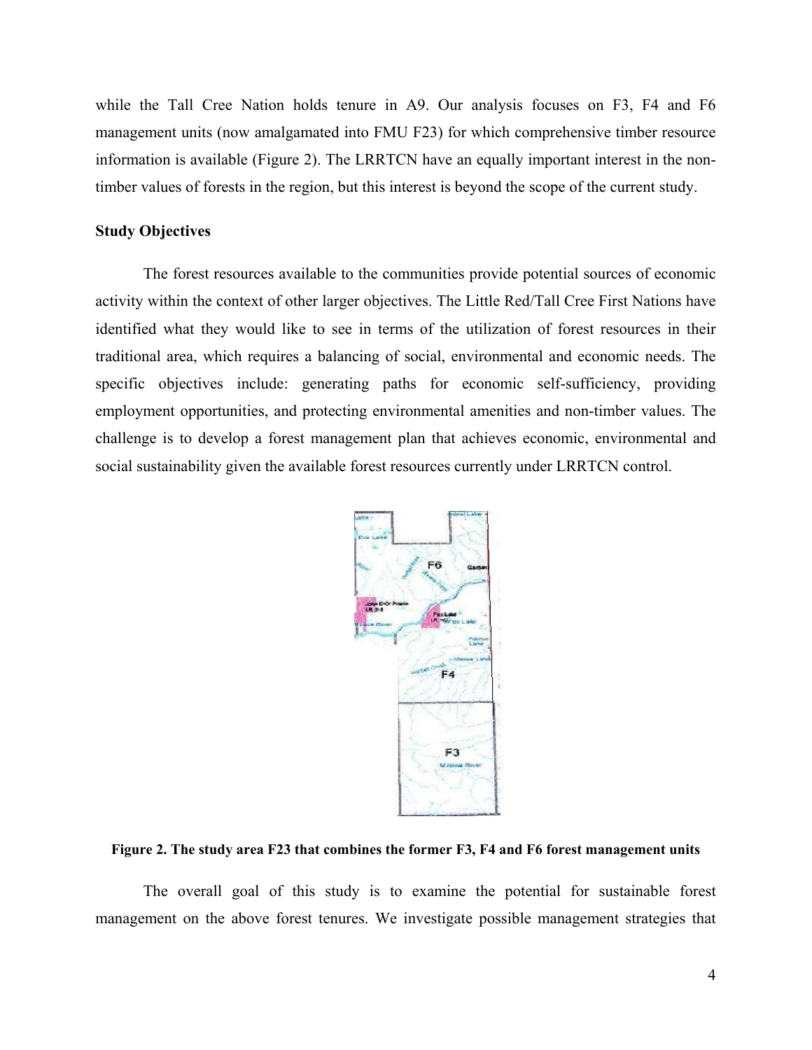while the Tall Cree Nation holds tenure in A9. Our analysis focuses on F3, F4 and F6 management units (now amalgamated into FMU F23) for which comprehensive timber resource information is available (Figure 2). The LRRTCN have an equally important interest in the non-timber values of forests in the region, but this interest is beyond the scope of the current study.

**Study Objectives**

The forest resources available to the communities provide potential sources of economic activity within the context of other larger objectives. The Little Red/Tall Cree First Nations have identified what they would like to see in terms of the utilization of forest resources in their traditional area, which requires a balancing of social, environmental and economic needs. The specific objectives include: generating paths for economic self-sufficiency, providing employment opportunities, and protecting environmental amenities and non-timber values. The challenge is to develop a forest management plan that achieves economic, environmental and social sustainability given the available forest resources currently under LRRTCN control.

**Figure 2. The study area F23 that combines the former F3, F4 and F6 forest management units**

The overall goal of this study is to examine the potential for sustainable forest management on the above forest tenures. We investigate possible management strategies that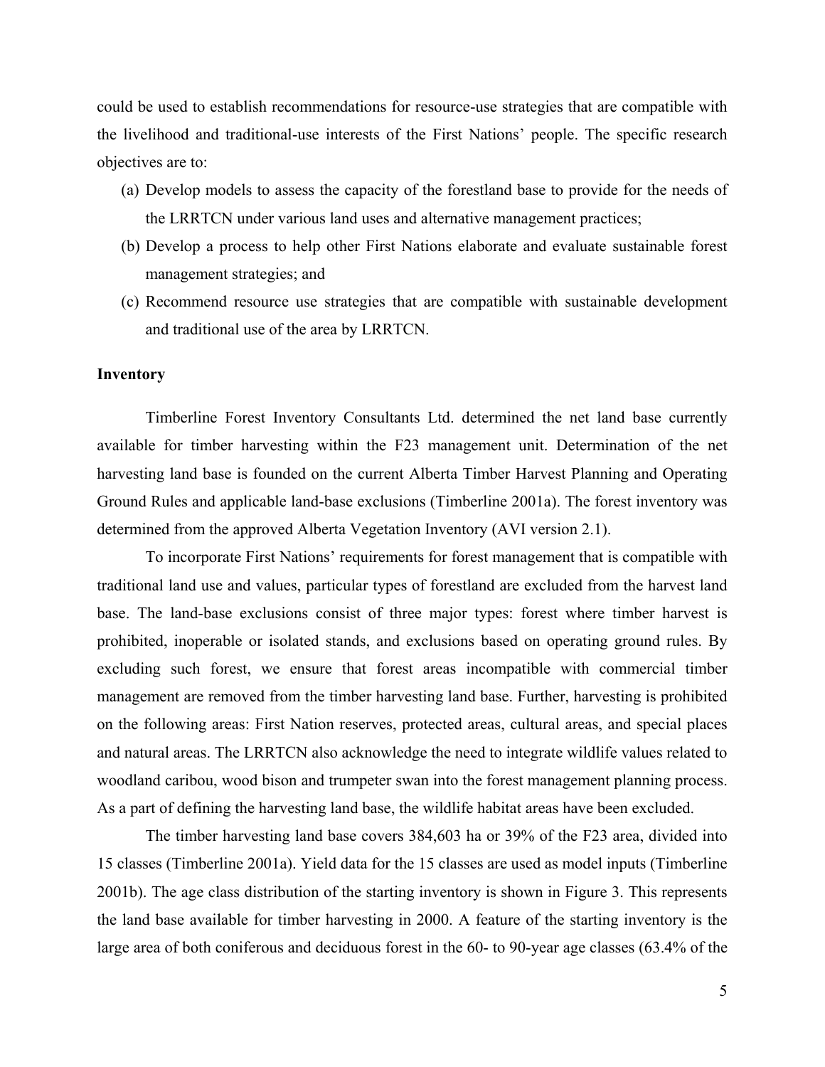could be used to establish recommendations for resource-use strategies that are compatible with the livelihood and traditional-use interests of the First Nations' people. The specific research objectives are to:

(a) Develop models to assess the capacity of the forestland base to provide for the needs of the LRRTCN under various land uses and alternative management practices;

(b) Develop a process to help other First Nations elaborate and evaluate sustainable forest management strategies; and

(c) Recommend resource use strategies that are compatible with sustainable development and traditional use of the area by LRRTCN.

**Inventory**

Timberline Forest Inventory Consultants Ltd. determined the net land base currently available for timber harvesting within the F23 management unit. Determination of the net harvesting land base is founded on the current Alberta Timber Harvest Planning and Operating Ground Rules and applicable land-base exclusions (Timberline 2001a). The forest inventory was determined from the approved Alberta Vegetation Inventory (AVI version 2.1).

To incorporate First Nations' requirements for forest management that is compatible with traditional land use and values, particular types of forestland are excluded from the harvest land base. The land-base exclusions consist of three major types: forest where timber harvest is prohibited, inoperable or isolated stands, and exclusions based on operating ground rules. By excluding such forest, we ensure that forest areas incompatible with commercial timber management are removed from the timber harvesting land base. Further, harvesting is prohibited on the following areas: First Nation reserves, protected areas, cultural areas, and special places and natural areas. The LRRTCN also acknowledge the need to integrate wildlife values related to woodland caribou, wood bison and trumpeter swan into the forest management planning process. As a part of defining the harvesting land base, the wildlife habitat areas have been excluded.

The timber harvesting land base covers 384,603 ha or 39% of the F23 area, divided into 15 classes (Timberline 2001a). Yield data for the 15 classes are used as model inputs (Timberline 2001b). The age class distribution of the starting inventory is shown in Figure 3. This represents the land base available for timber harvesting in 2000. A feature of the starting inventory is the large area of both coniferous and deciduous forest in the 60- to 90-year age classes (63.4% of the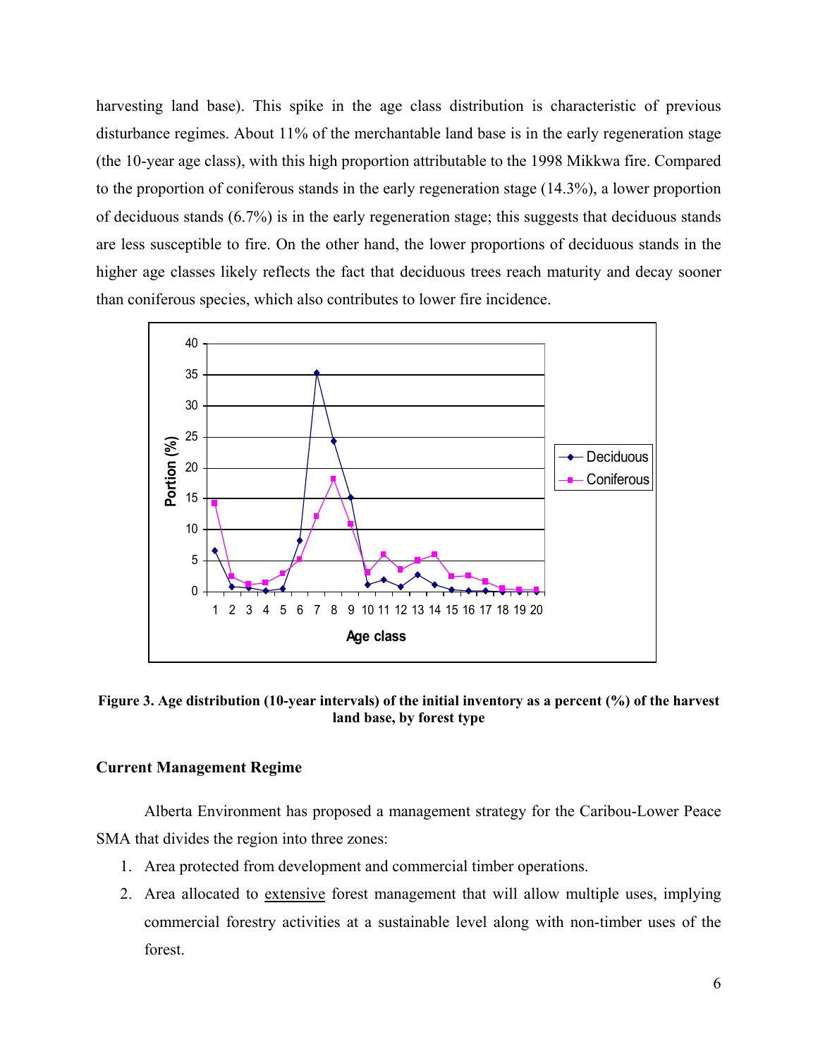harvesting land base). This spike in the age class distribution is characteristic of previous disturbance regimes. About 11% of the merchantable land base is in the early regeneration stage (the 10-year age class), with this high proportion attributable to the 1998 Mikkwa fire. Compared to the proportion of coniferous stands in the early regeneration stage (14.3%), a lower proportion of deciduous stands (6.7%) is in the early regeneration stage; this suggests that deciduous stands are less susceptible to fire. On the other hand, the lower proportions of deciduous stands in the higher age classes likely reflects the fact that deciduous trees reach maturity and decay sooner than coniferous species, which also contributes to lower fire incidence.

**Figure 3. Age distribution (10-year intervals) of the initial inventory as a percent (%) of the harvest land base, by forest type**

### Current Management Regime

Alberta Environment has proposed a management strategy for the Caribou-Lower Peace SMA that divides the region into three zones:

1. Area protected from development and commercial timber operations.
2. Area allocated to extensive forest management that will allow multiple uses, implying commercial forestry activities at a sustainable level along with non-timber uses of the forest.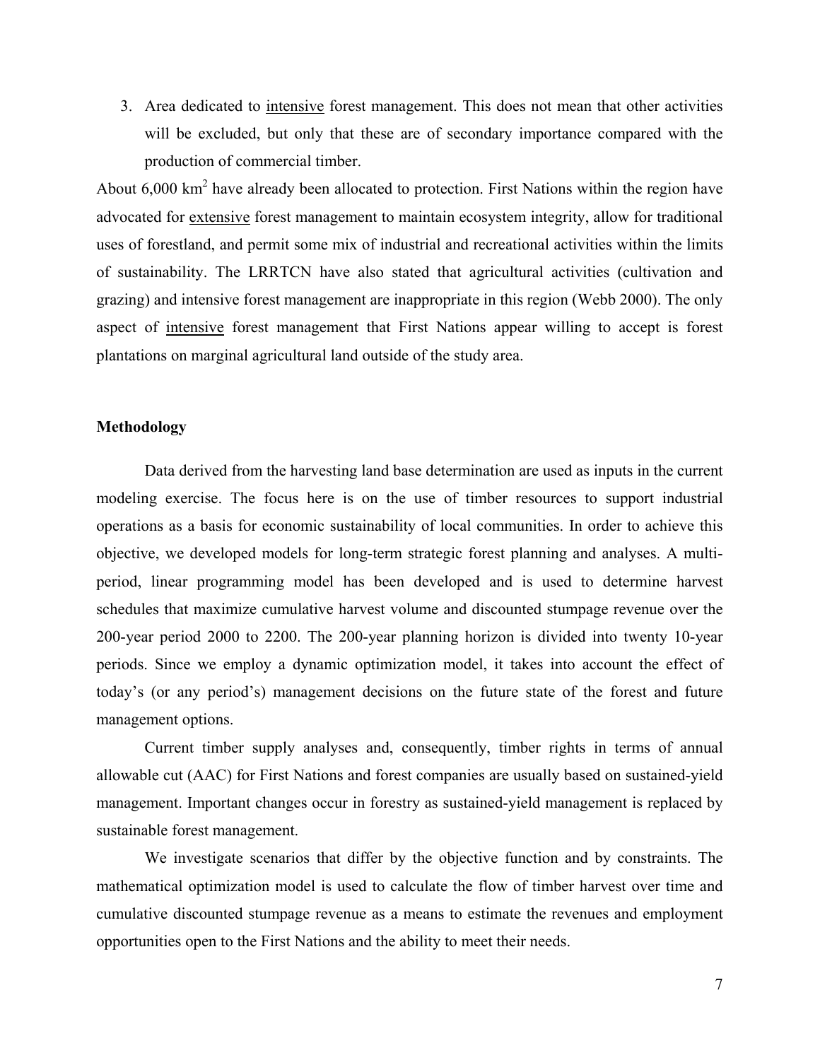3. Area dedicated to intensive forest management. This does not mean that other activities will be excluded, but only that these are of secondary importance compared with the production of commercial timber.

About 6,000 $km^2$ have already been allocated to protection. First Nations within the region have advocated for extensive forest management to maintain ecosystem integrity, allow for traditional uses of forestland, and permit some mix of industrial and recreational activities within the limits of sustainability. The LRRTCN have also stated that agricultural activities (cultivation and grazing) and intensive forest management are inappropriate in this region (Webb 2000). The only aspect of intensive forest management that First Nations appear willing to accept is forest plantations on marginal agricultural land outside of the study area.

**Methodology**

Data derived from the harvesting land base determination are used as inputs in the current modeling exercise. The focus here is on the use of timber resources to support industrial operations as a basis for economic sustainability of local communities. In order to achieve this objective, we developed models for long-term strategic forest planning and analyses. A multi-period, linear programming model has been developed and is used to determine harvest schedules that maximize cumulative harvest volume and discounted stumpage revenue over the 200-year period 2000 to 2200. The 200-year planning horizon is divided into twenty 10-year periods. Since we employ a dynamic optimization model, it takes into account the effect of today's (or any period's) management decisions on the future state of the forest and future management options.

Current timber supply analyses and, consequently, timber rights in terms of annual allowable cut (AAC) for First Nations and forest companies are usually based on sustained-yield management. Important changes occur in forestry as sustained-yield management is replaced by sustainable forest management.

We investigate scenarios that differ by the objective function and by constraints. The mathematical optimization model is used to calculate the flow of timber harvest over time and cumulative discounted stumpage revenue as a means to estimate the revenues and employment opportunities open to the First Nations and the ability to meet their needs.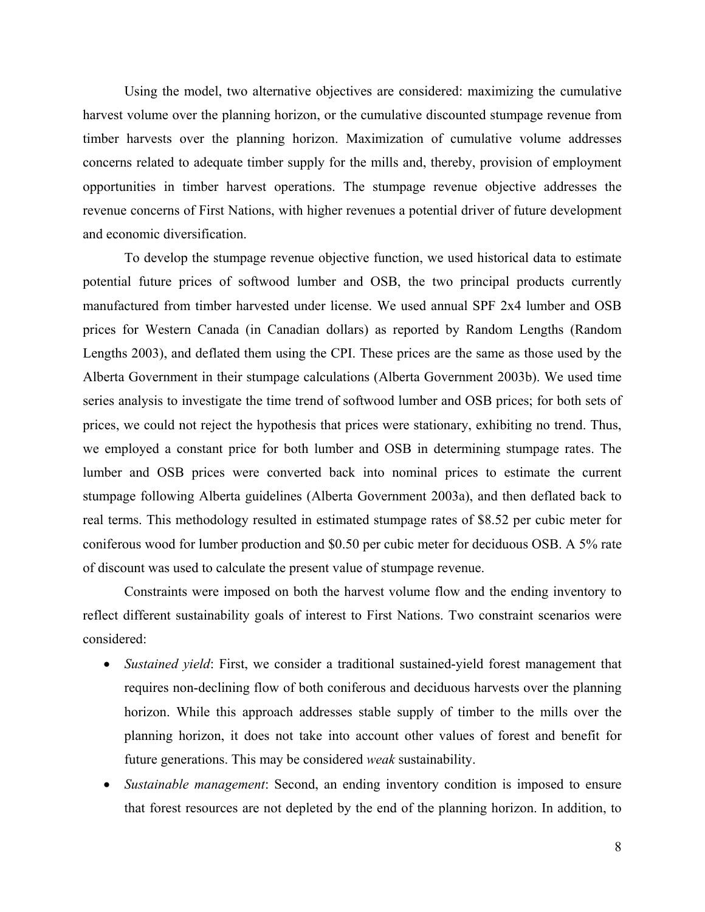Using the model, two alternative objectives are considered: maximizing the cumulative harvest volume over the planning horizon, or the cumulative discounted stumpage revenue from timber harvests over the planning horizon. Maximization of cumulative volume addresses concerns related to adequate timber supply for the mills and, thereby, provision of employment opportunities in timber harvest operations. The stumpage revenue objective addresses the revenue concerns of First Nations, with higher revenues a potential driver of future development and economic diversification.

To develop the stumpage revenue objective function, we used historical data to estimate potential future prices of softwood lumber and OSB, the two principal products currently manufactured from timber harvested under license. We used annual SPF 2x4 lumber and OSB prices for Western Canada (in Canadian dollars) as reported by Random Lengths (Random Lengths 2003), and deflated them using the CPI. These prices are the same as those used by the Alberta Government in their stumpage calculations (Alberta Government 2003b). We used time series analysis to investigate the time trend of softwood lumber and OSB prices; for both sets of prices, we could not reject the hypothesis that prices were stationary, exhibiting no trend. Thus, we employed a constant price for both lumber and OSB in determining stumpage rates. The lumber and OSB prices were converted back into nominal prices to estimate the current stumpage following Alberta guidelines (Alberta Government 2003a), and then deflated back to real terms. This methodology resulted in estimated stumpage rates of $8.52 per cubic meter for coniferous wood for lumber production and $0.50 per cubic meter for deciduous OSB. A 5% rate of discount was used to calculate the present value of stumpage revenue.

Constraints were imposed on both the harvest volume flow and the ending inventory to reflect different sustainability goals of interest to First Nations. Two constraint scenarios were considered:

- *Sustained yield*: First, we consider a traditional sustained-yield forest management that requires non-declining flow of both coniferous and deciduous harvests over the planning horizon. While this approach addresses stable supply of timber to the mills over the planning horizon, it does not take into account other values of forest and benefit for future generations. This may be considered *weak* sustainability.
- *Sustainable management*: Second, an ending inventory condition is imposed to ensure that forest resources are not depleted by the end of the planning horizon. In addition, to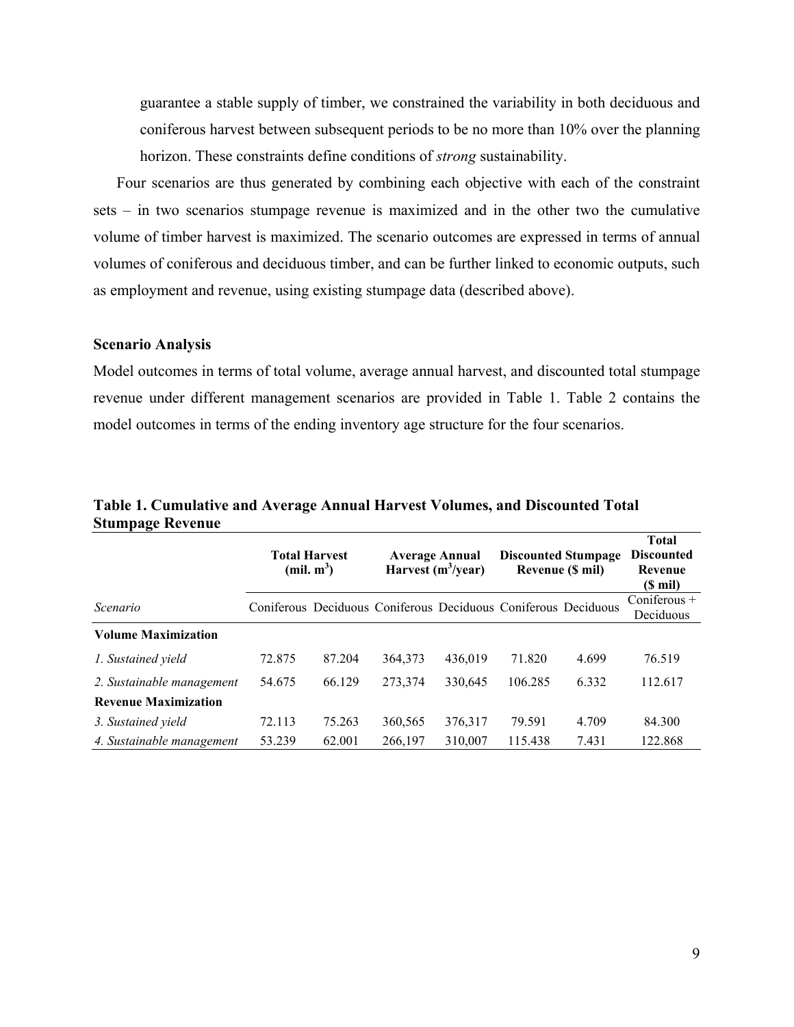guarantee a stable supply of timber, we constrained the variability in both deciduous and coniferous harvest between subsequent periods to be no more than 10% over the planning horizon. These constraints define conditions of *strong* sustainability.

Four scenarios are thus generated by combining each objective with each of the constraint sets – in two scenarios stumpage revenue is maximized and in the other two the cumulative volume of timber harvest is maximized. The scenario outcomes are expressed in terms of annual volumes of coniferous and deciduous timber, and can be further linked to economic outputs, such as employment and revenue, using existing stumpage data (described above).

### Scenario Analysis

Model outcomes in terms of total volume, average annual harvest, and discounted total stumpage revenue under different management scenarios are provided in Table 1. Table 2 contains the model outcomes in terms of the ending inventory age structure for the four scenarios.

**Table 1. Cumulative and Average Annual Harvest Volumes, and Discounted Total Stumpage Revenue**

| | **Total Harvest (mil. $m^3$)** | | **Average Annual Harvest ($m^3$/year)** | | **Discounted Stumpage Revenue ($ mil)** | | **Total Discounted Revenue ($ mil)** |
|---|---|---|---|---|---|---|---|
| *Scenario* | Coniferous | Deciduous | Coniferous | Deciduous | Coniferous | Deciduous | Coniferous + Deciduous |
| **Volume Maximization** | | | | | | | |
| *1. Sustained yield* | 72.875 | 87.204 | 364,373 | 436,019 | 71.820 | 4.699 | 76.519 |
| *2. Sustainable management* | 54.675 | 66.129 | 273,374 | 330,645 | 106.285 | 6.332 | 112.617 |
| **Revenue Maximization** | | | | | | | |
| *3. Sustained yield* | 72.113 | 75.263 | 360,565 | 376,317 | 79.591 | 4.709 | 84.300 |
| *4. Sustainable management* | 53.239 | 62.001 | 266,197 | 310,007 | 115.438 | 7.431 | 122.868 |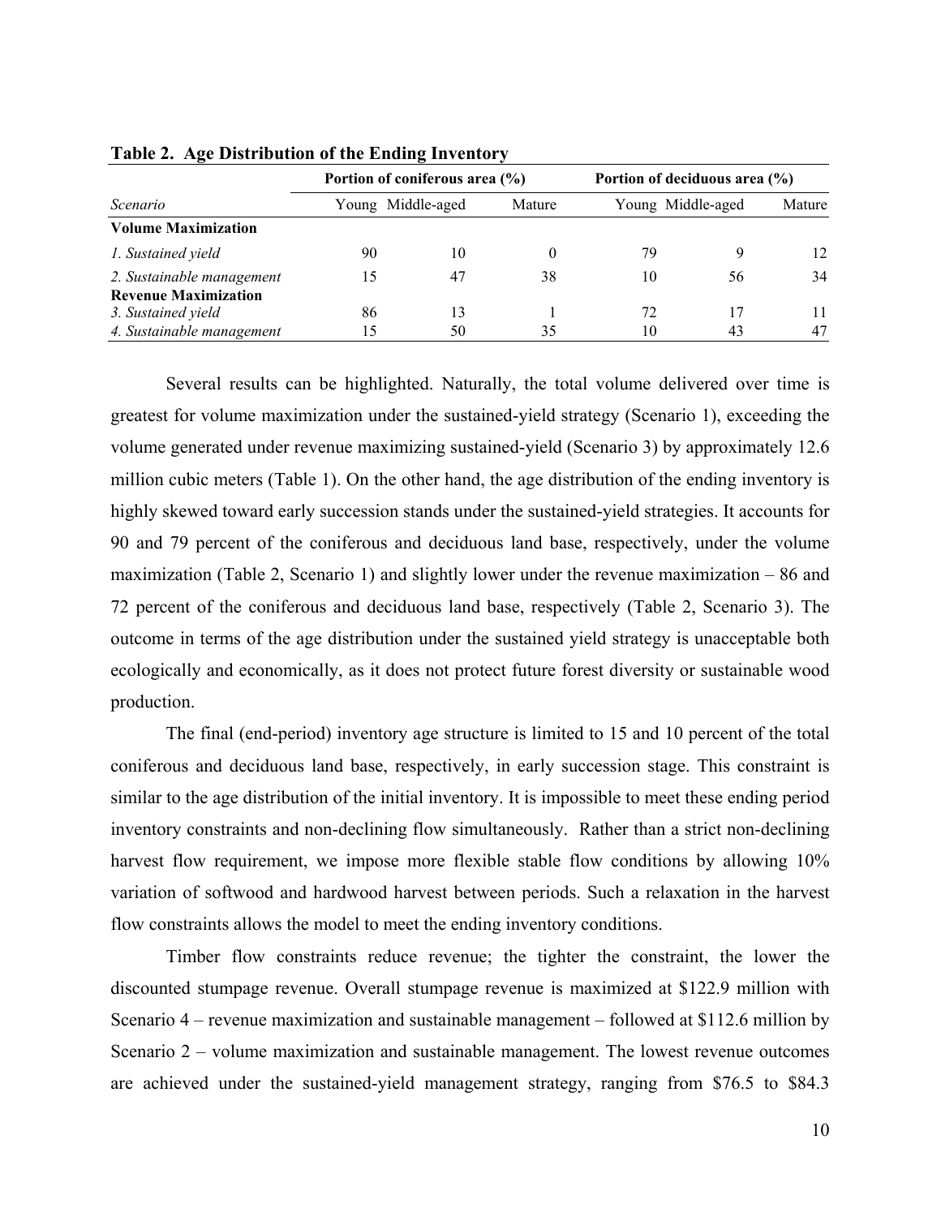**Table 2. Age Distribution of the Ending Inventory**

| | Portion of coniferous area (%) | | | Portion of deciduous area (%) | | |
|---|---|---|---|---|---|---|
| *Scenario* | Young | Middle-aged | Mature | Young | Middle-aged | Mature |
| **Volume Maximization** | | | | | | |
| *1. Sustained yield* | 90 | 10 | 0 | 79 | 9 | 12 |
| *2. Sustainable management* | 15 | 47 | 38 | 10 | 56 | 34 |
| **Revenue Maximization** | | | | | | |
| *3. Sustained yield* | 86 | 13 | 1 | 72 | 17 | 11 |
| *4. Sustainable management* | 15 | 50 | 35 | 10 | 43 | 47 |

Several results can be highlighted. Naturally, the total volume delivered over time is greatest for volume maximization under the sustained-yield strategy (Scenario 1), exceeding the volume generated under revenue maximizing sustained-yield (Scenario 3) by approximately 12.6 million cubic meters (Table 1). On the other hand, the age distribution of the ending inventory is highly skewed toward early succession stands under the sustained-yield strategies. It accounts for 90 and 79 percent of the coniferous and deciduous land base, respectively, under the volume maximization (Table 2, Scenario 1) and slightly lower under the revenue maximization – 86 and 72 percent of the coniferous and deciduous land base, respectively (Table 2, Scenario 3). The outcome in terms of the age distribution under the sustained yield strategy is unacceptable both ecologically and economically, as it does not protect future forest diversity or sustainable wood production.

The final (end-period) inventory age structure is limited to 15 and 10 percent of the total coniferous and deciduous land base, respectively, in early succession stage. This constraint is similar to the age distribution of the initial inventory. It is impossible to meet these ending period inventory constraints and non-declining flow simultaneously. Rather than a strict non-declining harvest flow requirement, we impose more flexible stable flow conditions by allowing 10% variation of softwood and hardwood harvest between periods. Such a relaxation in the harvest flow constraints allows the model to meet the ending inventory conditions.

Timber flow constraints reduce revenue; the tighter the constraint, the lower the discounted stumpage revenue. Overall stumpage revenue is maximized at $122.9 million with Scenario 4 – revenue maximization and sustainable management – followed at $112.6 million by Scenario 2 – volume maximization and sustainable management. The lowest revenue outcomes are achieved under the sustained-yield management strategy, ranging from $76.5 to $84.3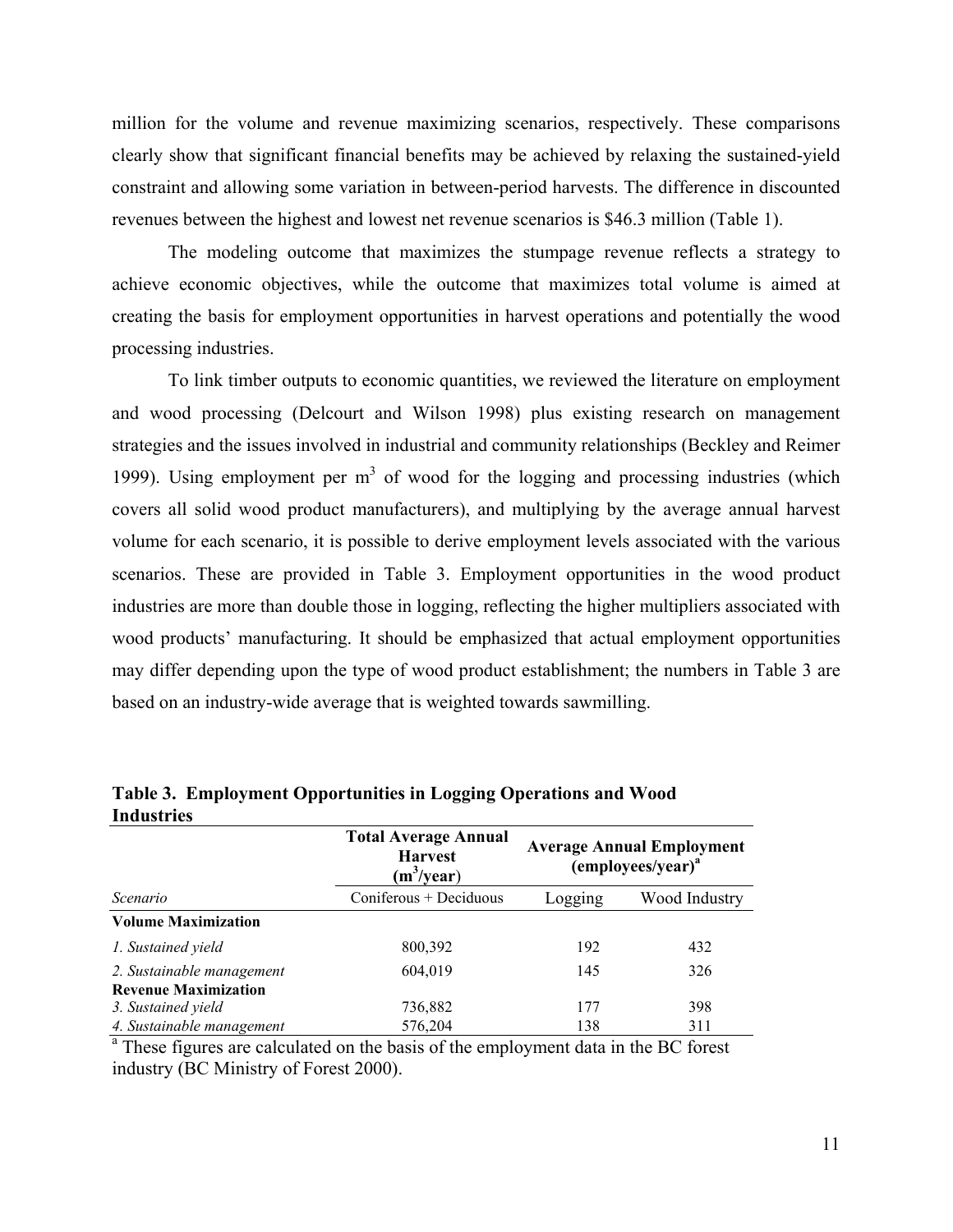million for the volume and revenue maximizing scenarios, respectively. These comparisons clearly show that significant financial benefits may be achieved by relaxing the sustained-yield constraint and allowing some variation in between-period harvests. The difference in discounted revenues between the highest and lowest net revenue scenarios is $46.3 million (Table 1).

The modeling outcome that maximizes the stumpage revenue reflects a strategy to achieve economic objectives, while the outcome that maximizes total volume is aimed at creating the basis for employment opportunities in harvest operations and potentially the wood processing industries.

To link timber outputs to economic quantities, we reviewed the literature on employment and wood processing (Delcourt and Wilson 1998) plus existing research on management strategies and the issues involved in industrial and community relationships (Beckley and Reimer 1999). Using employment per $m^3$ of wood for the logging and processing industries (which covers all solid wood product manufacturers), and multiplying by the average annual harvest volume for each scenario, it is possible to derive employment levels associated with the various scenarios. These are provided in Table 3. Employment opportunities in the wood product industries are more than double those in logging, reflecting the higher multipliers associated with wood products' manufacturing. It should be emphasized that actual employment opportunities may differ depending upon the type of wood product establishment; the numbers in Table 3 are based on an industry-wide average that is weighted towards sawmilling.

**Table 3. Employment Opportunities in Logging Operations and Wood Industries**

| | **Total Average Annual Harvest ($m^3$/year)** | **Average Annual Employment (employees/year)[a]** | |
|---|---|---|---|
| *Scenario* | Coniferous + Deciduous | Logging | Wood Industry |
| **Volume Maximization** | | | |
| *1. Sustained yield* | 800,392 | 192 | 432 |
| *2. Sustainable management* | 604,019 | 145 | 326 |
| **Revenue Maximization** | | | |
| *3. Sustained yield* | 736,882 | 177 | 398 |
| *4. Sustainable management* | 576,204 | 138 | 311 |

[a] These figures are calculated on the basis of the employment data in the BC forest industry (BC Ministry of Forest 2000).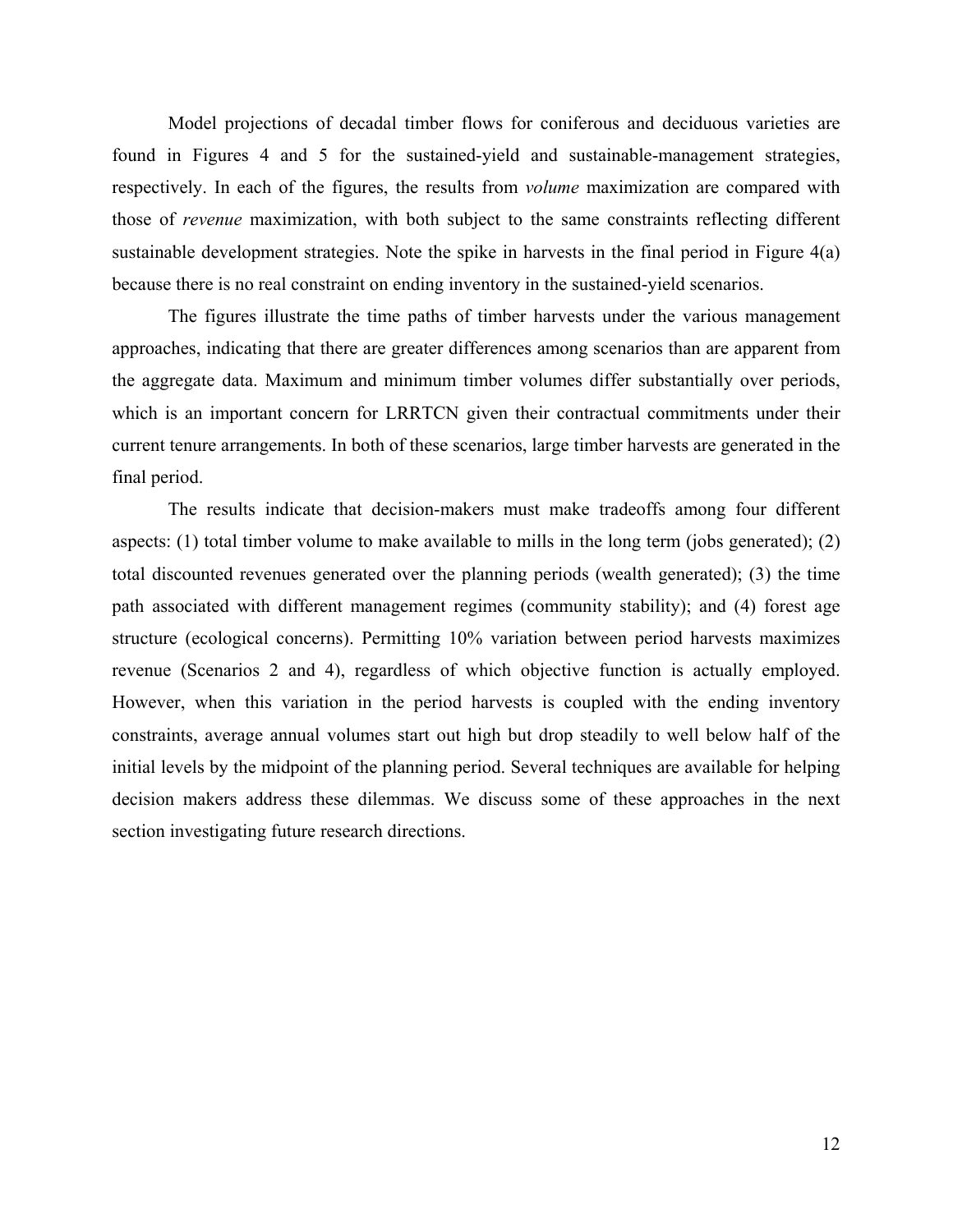Model projections of decadal timber flows for coniferous and deciduous varieties are found in Figures 4 and 5 for the sustained-yield and sustainable-management strategies, respectively. In each of the figures, the results from *volume* maximization are compared with those of *revenue* maximization, with both subject to the same constraints reflecting different sustainable development strategies. Note the spike in harvests in the final period in Figure 4(a) because there is no real constraint on ending inventory in the sustained-yield scenarios.

The figures illustrate the time paths of timber harvests under the various management approaches, indicating that there are greater differences among scenarios than are apparent from the aggregate data. Maximum and minimum timber volumes differ substantially over periods, which is an important concern for LRRTCN given their contractual commitments under their current tenure arrangements. In both of these scenarios, large timber harvests are generated in the final period.

The results indicate that decision-makers must make tradeoffs among four different aspects: (1) total timber volume to make available to mills in the long term (jobs generated); (2) total discounted revenues generated over the planning periods (wealth generated); (3) the time path associated with different management regimes (community stability); and (4) forest age structure (ecological concerns). Permitting 10% variation between period harvests maximizes revenue (Scenarios 2 and 4), regardless of which objective function is actually employed. However, when this variation in the period harvests is coupled with the ending inventory constraints, average annual volumes start out high but drop steadily to well below half of the initial levels by the midpoint of the planning period. Several techniques are available for helping decision makers address these dilemmas. We discuss some of these approaches in the next section investigating future research directions.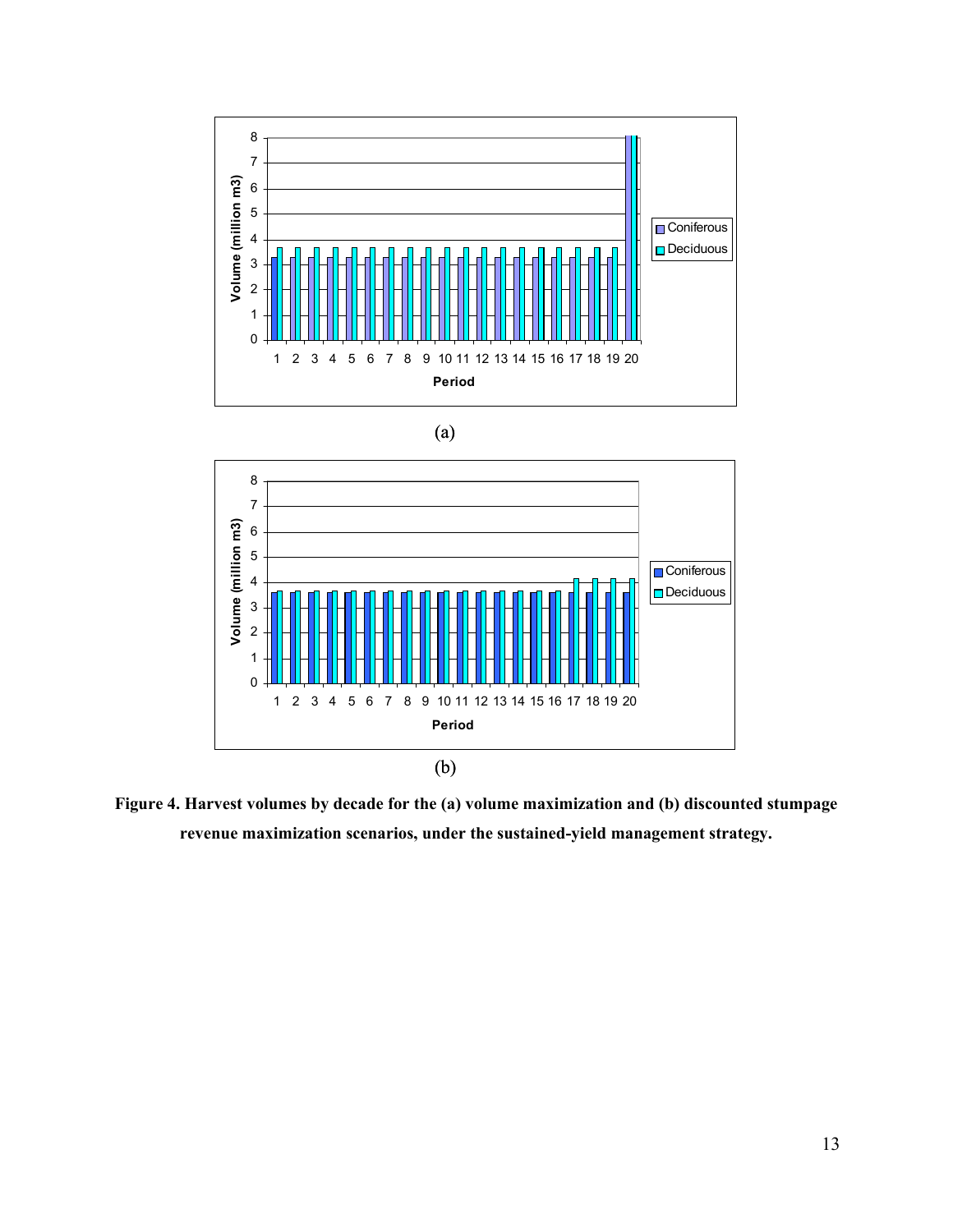(a)

(b)

**Figure 4. Harvest volumes by decade for the (a) volume maximization and (b) discounted stumpage revenue maximization scenarios, under the sustained-yield management strategy.**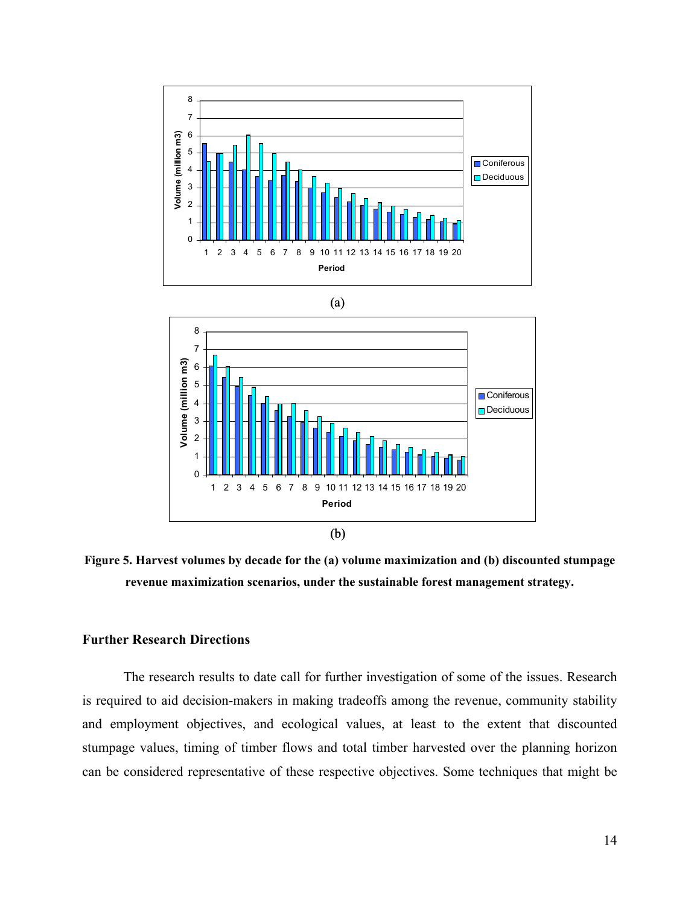**Figure 5. Harvest volumes by decade for the (a) volume maximization and (b) discounted stumpage revenue maximization scenarios, under the sustainable forest management strategy.**

## Further Research Directions

The research results to date call for further investigation of some of the issues. Research is required to aid decision-makers in making tradeoffs among the revenue, community stability and employment objectives, and ecological values, at least to the extent that discounted stumpage values, timing of timber flows and total timber harvested over the planning horizon can be considered representative of these respective objectives. Some techniques that might be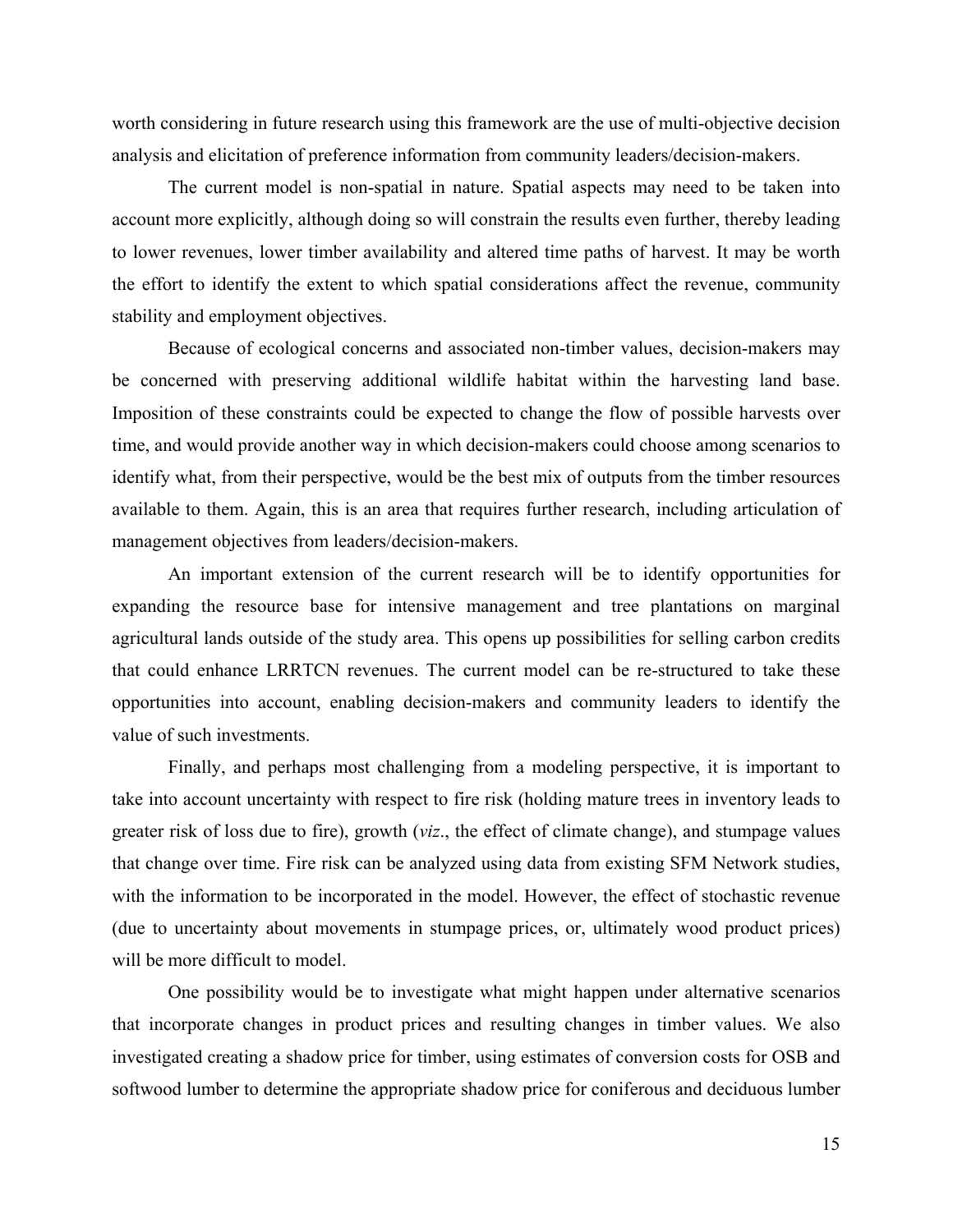worth considering in future research using this framework are the use of multi-objective decision analysis and elicitation of preference information from community leaders/decision-makers.

The current model is non-spatial in nature. Spatial aspects may need to be taken into account more explicitly, although doing so will constrain the results even further, thereby leading to lower revenues, lower timber availability and altered time paths of harvest. It may be worth the effort to identify the extent to which spatial considerations affect the revenue, community stability and employment objectives.

Because of ecological concerns and associated non-timber values, decision-makers may be concerned with preserving additional wildlife habitat within the harvesting land base. Imposition of these constraints could be expected to change the flow of possible harvests over time, and would provide another way in which decision-makers could choose among scenarios to identify what, from their perspective, would be the best mix of outputs from the timber resources available to them. Again, this is an area that requires further research, including articulation of management objectives from leaders/decision-makers.

An important extension of the current research will be to identify opportunities for expanding the resource base for intensive management and tree plantations on marginal agricultural lands outside of the study area. This opens up possibilities for selling carbon credits that could enhance LRRTCN revenues. The current model can be re-structured to take these opportunities into account, enabling decision-makers and community leaders to identify the value of such investments.

Finally, and perhaps most challenging from a modeling perspective, it is important to take into account uncertainty with respect to fire risk (holding mature trees in inventory leads to greater risk of loss due to fire), growth (*viz*., the effect of climate change), and stumpage values that change over time. Fire risk can be analyzed using data from existing SFM Network studies, with the information to be incorporated in the model. However, the effect of stochastic revenue (due to uncertainty about movements in stumpage prices, or, ultimately wood product prices) will be more difficult to model.

One possibility would be to investigate what might happen under alternative scenarios that incorporate changes in product prices and resulting changes in timber values. We also investigated creating a shadow price for timber, using estimates of conversion costs for OSB and softwood lumber to determine the appropriate shadow price for coniferous and deciduous lumber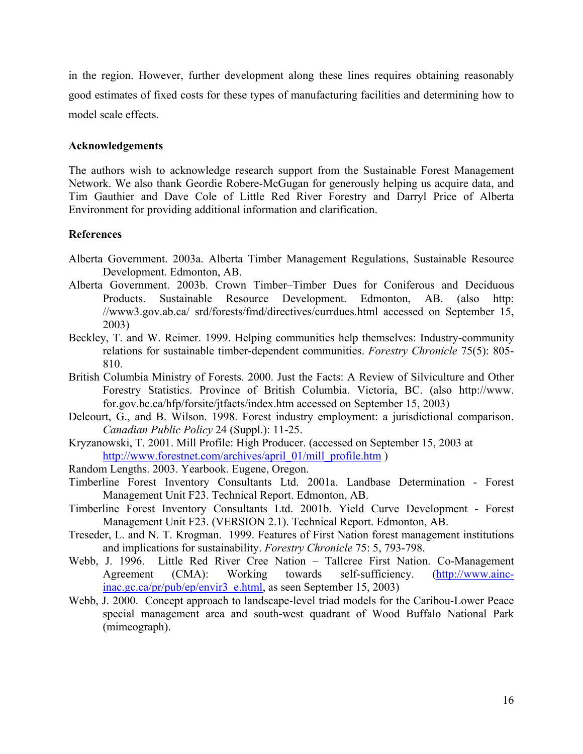in the region. However, further development along these lines requires obtaining reasonably good estimates of fixed costs for these types of manufacturing facilities and determining how to model scale effects.

### Acknowledgements

The authors wish to acknowledge research support from the Sustainable Forest Management Network. We also thank Geordie Robere-McGugan for generously helping us acquire data, and Tim Gauthier and Dave Cole of Little Red River Forestry and Darryl Price of Alberta Environment for providing additional information and clarification.

### References

Alberta Government. 2003a. Alberta Timber Management Regulations, Sustainable Resource Development. Edmonton, AB.

Alberta Government. 2003b. Crown Timber–Timber Dues for Coniferous and Deciduous Products. Sustainable Resource Development. Edmonton, AB. (also http: //www3.gov.ab.ca/ srd/forests/fmd/directives/currdues.html accessed on September 15, 2003)

Beckley, T. and W. Reimer. 1999. Helping communities help themselves: Industry-community relations for sustainable timber-dependent communities. *Forestry Chronicle* 75(5): 805-810.

British Columbia Ministry of Forests. 2000. Just the Facts: A Review of Silviculture and Other Forestry Statistics. Province of British Columbia. Victoria, BC. (also http://www. for.gov.bc.ca/hfp/forsite/jtfacts/index.htm accessed on September 15, 2003)

Delcourt, G., and B. Wilson. 1998. Forest industry employment: a jurisdictional comparison. *Canadian Public Policy* 24 (Suppl.): 11-25.

Kryzanowski, T. 2001. Mill Profile: High Producer. (accessed on September 15, 2003 at http://www.forestnet.com/archives/april_01/mill_profile.htm )

Random Lengths. 2003. Yearbook. Eugene, Oregon.

Timberline Forest Inventory Consultants Ltd. 2001a. Landbase Determination - Forest Management Unit F23. Technical Report. Edmonton, AB.

Timberline Forest Inventory Consultants Ltd. 2001b. Yield Curve Development - Forest Management Unit F23. (VERSION 2.1). Technical Report. Edmonton, AB.

Treseder, L. and N. T. Krogman. 1999. Features of First Nation forest management institutions and implications for sustainability. *Forestry Chronicle* 75: 5, 793-798.

Webb, J. 1996. Little Red River Cree Nation – Tallcree First Nation. Co-Management Agreement (CMA): Working towards self-sufficiency. (http://www.ainc-inac.gc.ca/pr/pub/ep/envir3_e.html, as seen September 15, 2003)

Webb, J. 2000. Concept approach to landscape-level triad models for the Caribou-Lower Peace special management area and south-west quadrant of Wood Buffalo National Park (mimeograph).